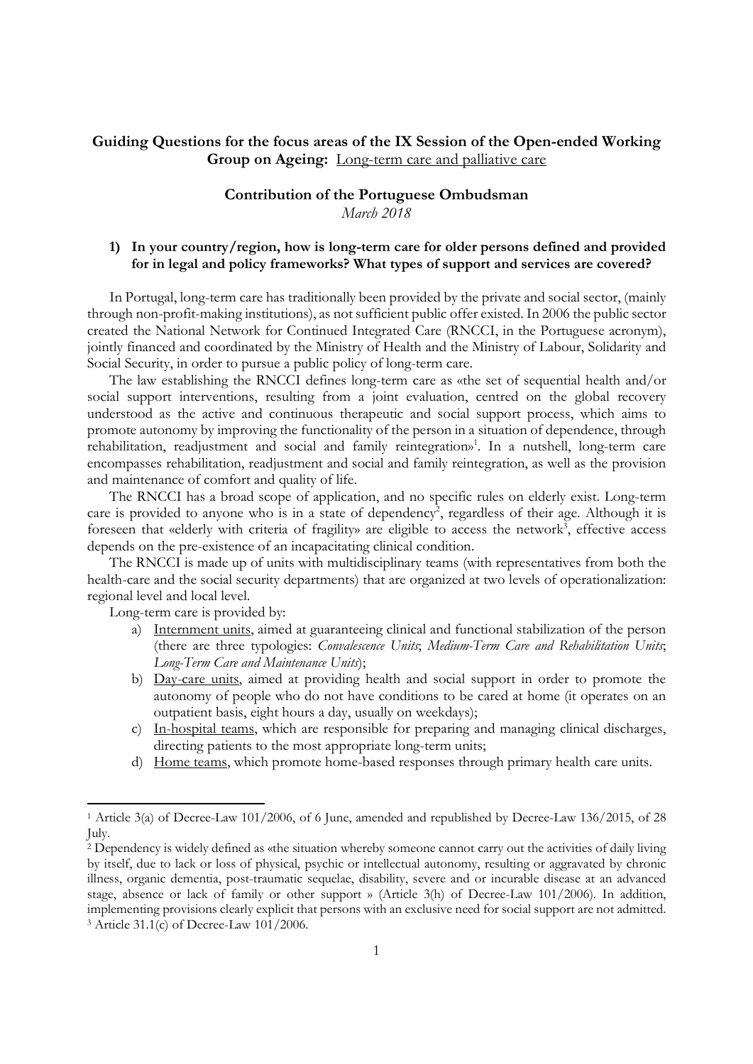**Guiding Questions for the focus areas of the IX Session of the Open-ended Working Group on Ageing:** Long-term care and palliative care

**Contribution of the Portuguese Ombudsman**

*March 2018*

### 1) In your country/region, how is long-term care for older persons defined and provided for in legal and policy frameworks? What types of support and services are covered?

In Portugal, long-term care has traditionally been provided by the private and social sector, (mainly through non-profit-making institutions), as not sufficient public offer existed. In 2006 the public sector created the National Network for Continued Integrated Care (RNCCI, in the Portuguese acronym), jointly financed and coordinated by the Ministry of Health and the Ministry of Labour, Solidarity and Social Security, in order to pursue a public policy of long-term care.

The law establishing the RNCCI defines long-term care as «the set of sequential health and/or social support interventions, resulting from a joint evaluation, centred on the global recovery understood as the active and continuous therapeutic and social support process, which aims to promote autonomy by improving the functionality of the person in a situation of dependence, through rehabilitation, readjustment and social and family reintegration»[1]. In a nutshell, long-term care encompasses rehabilitation, readjustment and social and family reintegration, as well as the provision and maintenance of comfort and quality of life.

The RNCCI has a broad scope of application, and no specific rules on elderly exist. Long-term care is provided to anyone who is in a state of dependency[2], regardless of their age. Although it is foreseen that «elderly with criteria of fragility» are eligible to access the network[3], effective access depends on the pre-existence of an incapacitating clinical condition.

The RNCCI is made up of units with multidisciplinary teams (with representatives from both the health-care and the social security departments) that are organized at two levels of operationalization: regional level and local level.

Long-term care is provided by:

a) Internment units, aimed at guaranteeing clinical and functional stabilization of the person (there are three typologies: *Convalescence Units*; *Medium-Term Care and Rehabilitation Units*; *Long-Term Care and Maintenance Units*);

b) Day-care units, aimed at providing health and social support in order to promote the autonomy of people who do not have conditions to be cared at home (it operates on an outpatient basis, eight hours a day, usually on weekdays);

c) In-hospital teams, which are responsible for preparing and managing clinical discharges, directing patients to the most appropriate long-term units;

d) Home teams, which promote home-based responses through primary health care units.

---

[1] Article 3(a) of Decree-Law 101/2006, of 6 June, amended and republished by Decree-Law 136/2015, of 28 July.

[2] Dependency is widely defined as «the situation whereby someone cannot carry out the activities of daily living by itself, due to lack or loss of physical, psychic or intellectual autonomy, resulting or aggravated by chronic illness, organic dementia, post-traumatic sequelae, disability, severe and or incurable disease at an advanced stage, absence or lack of family or other support » (Article 3(h) of Decree-Law 101/2006). In addition, implementing provisions clearly explicit that persons with an exclusive need for social support are not admitted.

[3] Article 31.1(c) of Decree-Law 101/2006.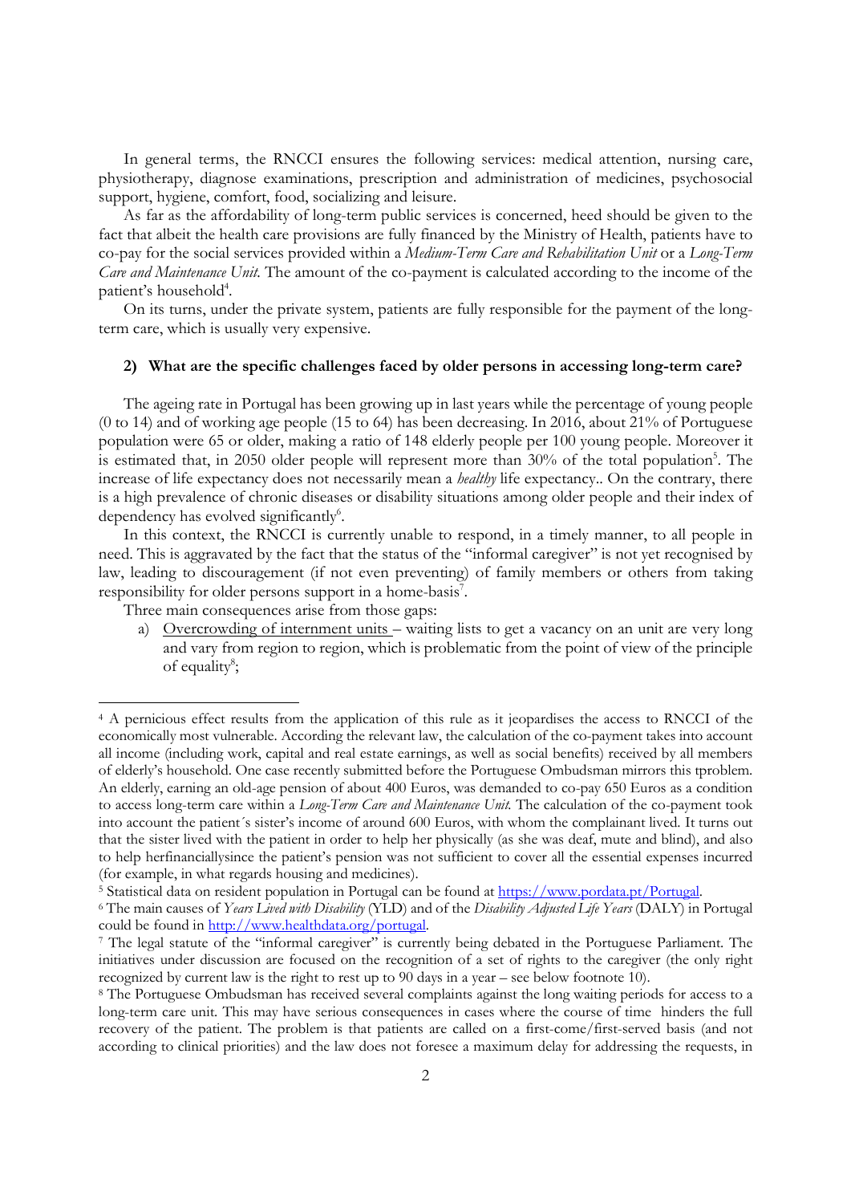In general terms, the RNCCI ensures the following services: medical attention, nursing care, physiotherapy, diagnose examinations, prescription and administration of medicines, psychosocial support, hygiene, comfort, food, socializing and leisure.

As far as the affordability of long-term public services is concerned, heed should be given to the fact that albeit the health care provisions are fully financed by the Ministry of Health, patients have to co-pay for the social services provided within a *Medium-Term Care and Rehabilitation Unit* or a *Long-Term Care and Maintenance Unit.* The amount of the co-payment is calculated according to the income of the patient's household[4].

On its turns, under the private system, patients are fully responsible for the payment of the long-term care, which is usually very expensive.

#### 2) What are the specific challenges faced by older persons in accessing long-term care?

The ageing rate in Portugal has been growing up in last years while the percentage of young people (0 to 14) and of working age people (15 to 64) has been decreasing. In 2016, about 21% of Portuguese population were 65 or older, making a ratio of 148 elderly people per 100 young people. Moreover it is estimated that, in 2050 older people will represent more than 30% of the total population[5]. The increase of life expectancy does not necessarily mean a *healthy* life expectancy.. On the contrary, there is a high prevalence of chronic diseases or disability situations among older people and their index of dependency has evolved significantly[6].

In this context, the RNCCI is currently unable to respond, in a timely manner, to all people in need. This is aggravated by the fact that the status of the "informal caregiver" is not yet recognised by law, leading to discouragement (if not even preventing) of family members or others from taking responsibility for older persons support in a home-basis[7].

Three main consequences arise from those gaps:

a) Overcrowding of internment units – waiting lists to get a vacancy on an unit are very long and vary from region to region, which is problematic from the point of view of the principle of equality[8];

---

[4] A pernicious effect results from the application of this rule as it jeopardises the access to RNCCI of the economically most vulnerable. According the relevant law, the calculation of the co-payment takes into account all income (including work, capital and real estate earnings, as well as social benefits) received by all members of elderly's household. One case recently submitted before the Portuguese Ombudsman mirrors this tproblem. An elderly, earning an old-age pension of about 400 Euros, was demanded to co-pay 650 Euros as a condition to access long-term care within a *Long-Term Care and Maintenance Unit.* The calculation of the co-payment took into account the patient´s sister's income of around 600 Euros, with whom the complainant lived. It turns out that the sister lived with the patient in order to help her physically (as she was deaf, mute and blind), and also to help herfinanciallysince the patient's pension was not sufficient to cover all the essential expenses incurred (for example, in what regards housing and medicines).

[5] Statistical data on resident population in Portugal can be found at https://www.pordata.pt/Portugal.

[6] The main causes of *Years Lived with Disability* (YLD) and of the *Disability Adjusted Life Years* (DALY) in Portugal could be found in http://www.healthdata.org/portugal.

[7] The legal statute of the "informal caregiver" is currently being debated in the Portuguese Parliament. The initiatives under discussion are focused on the recognition of a set of rights to the caregiver (the only right recognized by current law is the right to rest up to 90 days in a year – see below footnote 10).

[8] The Portuguese Ombudsman has received several complaints against the long waiting periods for access to a long-term care unit. This may have serious consequences in cases where the course of time hinders the full recovery of the patient. The problem is that patients are called on a first-come/first-served basis (and not according to clinical priorities) and the law does not foresee a maximum delay for addressing the requests, in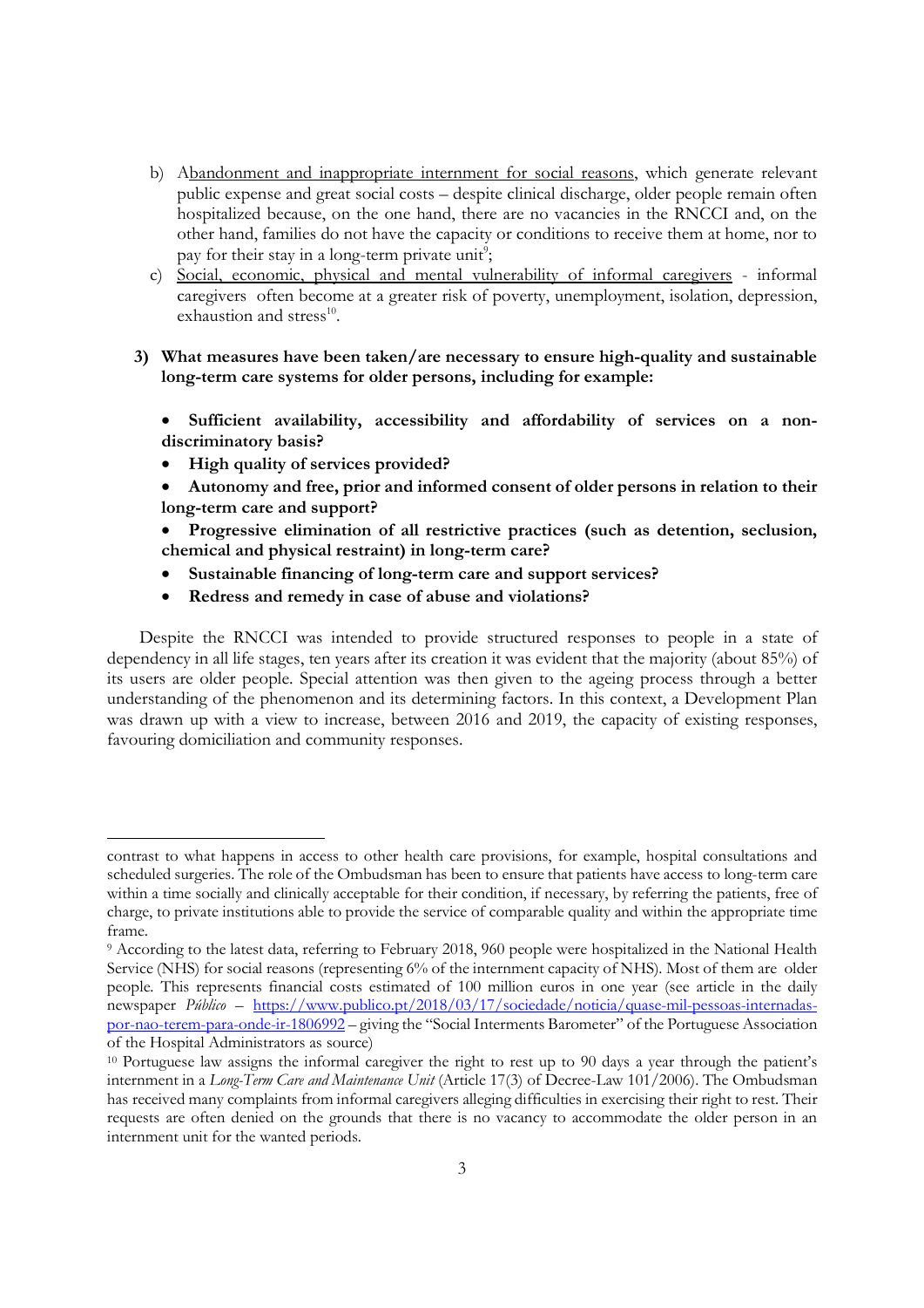b) Abandonment and inappropriate internment for social reasons, which generate relevant public expense and great social costs – despite clinical discharge, older people remain often hospitalized because, on the one hand, there are no vacancies in the RNCCI and, on the other hand, families do not have the capacity or conditions to receive them at home, nor to pay for their stay in a long-term private unit[9];

c) Social, economic, physical and mental vulnerability of informal caregivers - informal caregivers often become at a greater risk of poverty, unemployment, isolation, depression, exhaustion and stress[10].

**3) What measures have been taken/are necessary to ensure high-quality and sustainable long-term care systems for older persons, including for example:**

- **Sufficient availability, accessibility and affordability of services on a non-discriminatory basis?**
- **High quality of services provided?**
- **Autonomy and free, prior and informed consent of older persons in relation to their long-term care and support?**
- **Progressive elimination of all restrictive practices (such as detention, seclusion, chemical and physical restraint) in long-term care?**
- **Sustainable financing of long-term care and support services?**
- **Redress and remedy in case of abuse and violations?**

Despite the RNCCI was intended to provide structured responses to people in a state of dependency in all life stages, ten years after its creation it was evident that the majority (about 85%) of its users are older people. Special attention was then given to the ageing process through a better understanding of the phenomenon and its determining factors. In this context, a Development Plan was drawn up with a view to increase, between 2016 and 2019, the capacity of existing responses, favouring domiciliation and community responses.

---

contrast to what happens in access to other health care provisions, for example, hospital consultations and scheduled surgeries. The role of the Ombudsman has been to ensure that patients have access to long-term care within a time socially and clinically acceptable for their condition, if necessary, by referring the patients, free of charge, to private institutions able to provide the service of comparable quality and within the appropriate time frame.

[9] According to the latest data, referring to February 2018, 960 people were hospitalized in the National Health Service (NHS) for social reasons (representing 6% of the internment capacity of NHS). Most of them are older people. This represents financial costs estimated of 100 million euros in one year (see article in the daily newspaper *Público* – https://www.publico.pt/2018/03/17/sociedade/noticia/quase-mil-pessoas-internadas-por-nao-terem-para-onde-ir-1806992 – giving the "Social Interments Barometer" of the Portuguese Association of the Hospital Administrators as source)

[10] Portuguese law assigns the informal caregiver the right to rest up to 90 days a year through the patient's internment in a *Long-Term Care and Maintenance Unit* (Article 17(3) of Decree-Law 101/2006). The Ombudsman has received many complaints from informal caregivers alleging difficulties in exercising their right to rest. Their requests are often denied on the grounds that there is no vacancy to accommodate the older person in an internment unit for the wanted periods.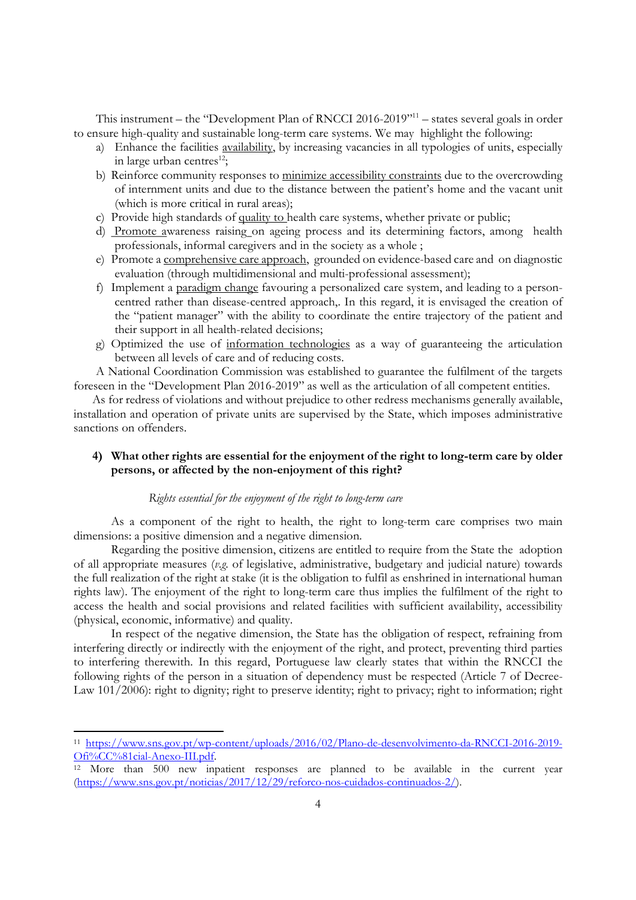This instrument – the "Development Plan of RNCCI 2016-2019"[11] – states several goals in order to ensure high-quality and sustainable long-term care systems. We may highlight the following:

a) Enhance the facilities availability, by increasing vacancies in all typologies of units, especially in large urban centres[12];
b) Reinforce community responses to minimize accessibility constraints due to the overcrowding of internment units and due to the distance between the patient's home and the vacant unit (which is more critical in rural areas);
c) Provide high standards of quality to health care systems, whether private or public;
d) Promote awareness raising on ageing process and its determining factors, among health professionals, informal caregivers and in the society as a whole ;
e) Promote a comprehensive care approach, grounded on evidence-based care and on diagnostic evaluation (through multidimensional and multi-professional assessment);
f) Implement a paradigm change favouring a personalized care system, and leading to a person-centred rather than disease-centred approach,. In this regard, it is envisaged the creation of the "patient manager" with the ability to coordinate the entire trajectory of the patient and their support in all health-related decisions;
g) Optimized the use of information technologies as a way of guaranteeing the articulation between all levels of care and of reducing costs.

A National Coordination Commission was established to guarantee the fulfilment of the targets foreseen in the "Development Plan 2016-2019" as well as the articulation of all competent entities.

As for redress of violations and without prejudice to other redress mechanisms generally available, installation and operation of private units are supervised by the State, which imposes administrative sanctions on offenders.

**4) What other rights are essential for the enjoyment of the right to long-term care by older persons, or affected by the non-enjoyment of this right?**

*Rights essential for the enjoyment of the right to long-term care*

As a component of the right to health, the right to long-term care comprises two main dimensions: a positive dimension and a negative dimension.

Regarding the positive dimension, citizens are entitled to require from the State the adoption of all appropriate measures (*v.g.* of legislative, administrative, budgetary and judicial nature) towards the full realization of the right at stake (it is the obligation to fulfil as enshrined in international human rights law). The enjoyment of the right to long-term care thus implies the fulfilment of the right to access the health and social provisions and related facilities with sufficient availability, accessibility (physical, economic, informative) and quality.

In respect of the negative dimension, the State has the obligation of respect, refraining from interfering directly or indirectly with the enjoyment of the right, and protect, preventing third parties to interfering therewith. In this regard, Portuguese law clearly states that within the RNCCI the following rights of the person in a situation of dependency must be respected (Article 7 of Decree-Law 101/2006): right to dignity; right to preserve identity; right to privacy; right to information; right

---

[11] https://www.sns.gov.pt/wp-content/uploads/2016/02/Plano-de-desenvolvimento-da-RNCCI-2016-2019-Ofi%CC%81cial-Anexo-III.pdf.

[12] More than 500 new inpatient responses are planned to be available in the current year (https://www.sns.gov.pt/noticias/2017/12/29/reforco-nos-cuidados-continuados-2/).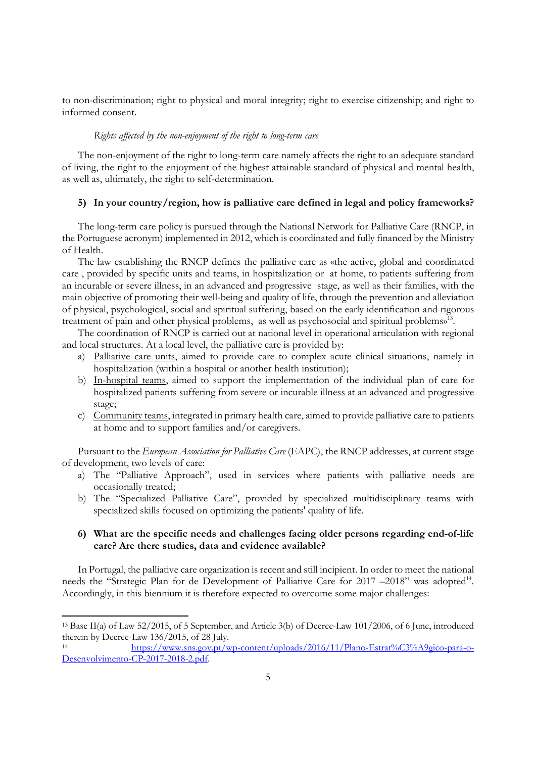to non-discrimination; right to physical and moral integrity; right to exercise citizenship; and right to informed consent.

*Rights affected by the non-enjoyment of the right to long-term care*

The non-enjoyment of the right to long-term care namely affects the right to an adequate standard of living, the right to the enjoyment of the highest attainable standard of physical and mental health, as well as, ultimately, the right to self-determination.

### 5) In your country/region, how is palliative care defined in legal and policy frameworks?

The long-term care policy is pursued through the National Network for Palliative Care (RNCP, in the Portuguese acronym) implemented in 2012, which is coordinated and fully financed by the Ministry of Health.

The law establishing the RNCP defines the palliative care as «the active, global and coordinated care , provided by specific units and teams, in hospitalization or at home, to patients suffering from an incurable or severe illness, in an advanced and progressive stage, as well as their families, with the main objective of promoting their well-being and quality of life, through the prevention and alleviation of physical, psychological, social and spiritual suffering, based on the early identification and rigorous treatment of pain and other physical problems, as well as psychosocial and spiritual problems»[13].

The coordination of RNCP is carried out at national level in operational articulation with regional and local structures. At a local level, the palliative care is provided by:

a) Palliative care units, aimed to provide care to complex acute clinical situations, namely in hospitalization (within a hospital or another health institution);
b) In-hospital teams, aimed to support the implementation of the individual plan of care for hospitalized patients suffering from severe or incurable illness at an advanced and progressive stage;
c) Community teams, integrated in primary health care, aimed to provide palliative care to patients at home and to support families and/or caregivers.

Pursuant to the *European Association for Palliative Care* (EAPC), the RNCP addresses, at current stage of development, two levels of care:

a) The "Palliative Approach", used in services where patients with palliative needs are occasionally treated;
b) The "Specialized Palliative Care", provided by specialized multidisciplinary teams with specialized skills focused on optimizing the patients' quality of life.

### 6) What are the specific needs and challenges facing older persons regarding end-of-life care? Are there studies, data and evidence available?

In Portugal, the palliative care organization is recent and still incipient. In order to meet the national needs the "Strategic Plan for de Development of Palliative Care for 2017 –2018" was adopted[14]. Accordingly, in this biennium it is therefore expected to overcome some major challenges:

---

[13] Base II(a) of Law 52/2015, of 5 September, and Article 3(b) of Decree-Law 101/2006, of 6 June, introduced therein by Decree-Law 136/2015, of 28 July.

[14] https://www.sns.gov.pt/wp-content/uploads/2016/11/Plano-Estrat%C3%A9gico-para-o-Desenvolvimento-CP-2017-2018-2.pdf.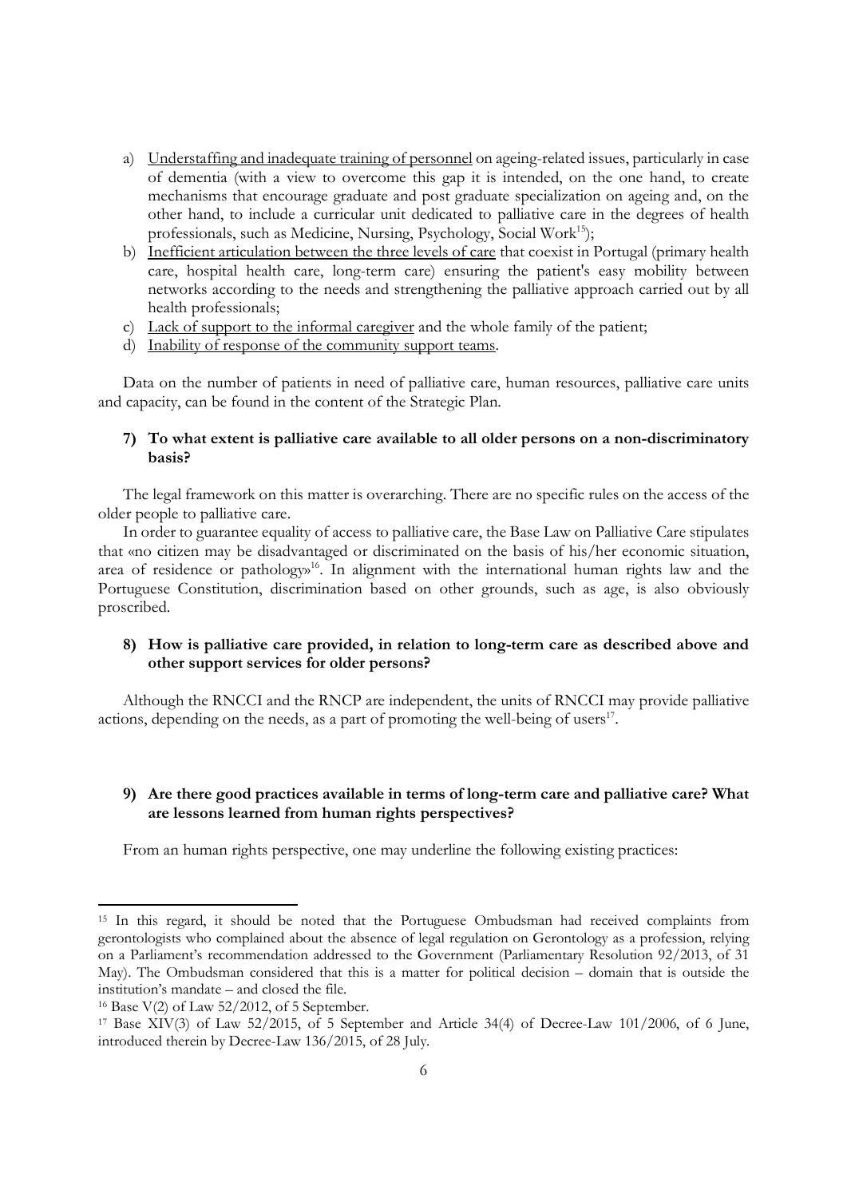a) Understaffing and inadequate training of personnel on ageing-related issues, particularly in case of dementia (with a view to overcome this gap it is intended, on the one hand, to create mechanisms that encourage graduate and post graduate specialization on ageing and, on the other hand, to include a curricular unit dedicated to palliative care in the degrees of health professionals, such as Medicine, Nursing, Psychology, Social Work[15]);
b) Inefficient articulation between the three levels of care that coexist in Portugal (primary health care, hospital health care, long-term care) ensuring the patient's easy mobility between networks according to the needs and strengthening the palliative approach carried out by all health professionals;
c) Lack of support to the informal caregiver and the whole family of the patient;
d) Inability of response of the community support teams.

Data on the number of patients in need of palliative care, human resources, palliative care units and capacity, can be found in the content of the Strategic Plan.

**7) To what extent is palliative care available to all older persons on a non-discriminatory basis?**

The legal framework on this matter is overarching. There are no specific rules on the access of the older people to palliative care.

In order to guarantee equality of access to palliative care, the Base Law on Palliative Care stipulates that «no citizen may be disadvantaged or discriminated on the basis of his/her economic situation, area of residence or pathology»[16]. In alignment with the international human rights law and the Portuguese Constitution, discrimination based on other grounds, such as age, is also obviously proscribed.

**8) How is palliative care provided, in relation to long-term care as described above and other support services for older persons?**

Although the RNCCI and the RNCP are independent, the units of RNCCI may provide palliative actions, depending on the needs, as a part of promoting the well-being of users[17].

**9) Are there good practices available in terms of long-term care and palliative care? What are lessons learned from human rights perspectives?**

From an human rights perspective, one may underline the following existing practices:

---

[15] In this regard, it should be noted that the Portuguese Ombudsman had received complaints from gerontologists who complained about the absence of legal regulation on Gerontology as a profession, relying on a Parliament's recommendation addressed to the Government (Parliamentary Resolution 92/2013, of 31 May). The Ombudsman considered that this is a matter for political decision – domain that is outside the institution's mandate – and closed the file.

[16] Base V(2) of Law 52/2012, of 5 September.

[17] Base XIV(3) of Law 52/2015, of 5 September and Article 34(4) of Decree-Law 101/2006, of 6 June, introduced therein by Decree-Law 136/2015, of 28 July.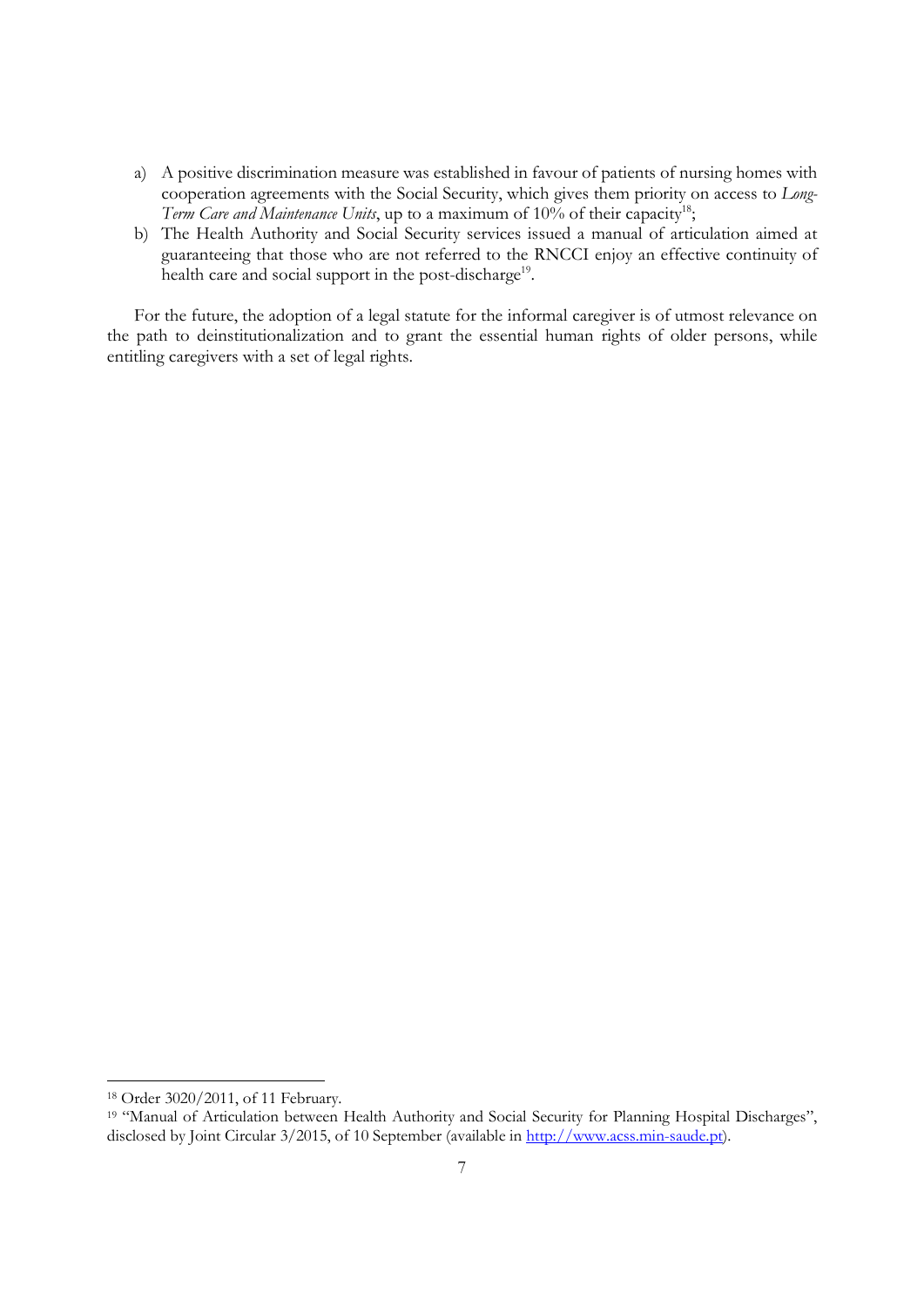a) A positive discrimination measure was established in favour of patients of nursing homes with cooperation agreements with the Social Security, which gives them priority on access to *Long-Term Care and Maintenance Units*, up to a maximum of 10% of their capacity[18];
b) The Health Authority and Social Security services issued a manual of articulation aimed at guaranteeing that those who are not referred to the RNCCI enjoy an effective continuity of health care and social support in the post-discharge[19].

For the future, the adoption of a legal statute for the informal caregiver is of utmost relevance on the path to deinstitutionalization and to grant the essential human rights of older persons, while entitling caregivers with a set of legal rights.

---

[18] Order 3020/2011, of 11 February.

[19] "Manual of Articulation between Health Authority and Social Security for Planning Hospital Discharges", disclosed by Joint Circular 3/2015, of 10 September (available in http://www.acss.min-saude.pt).